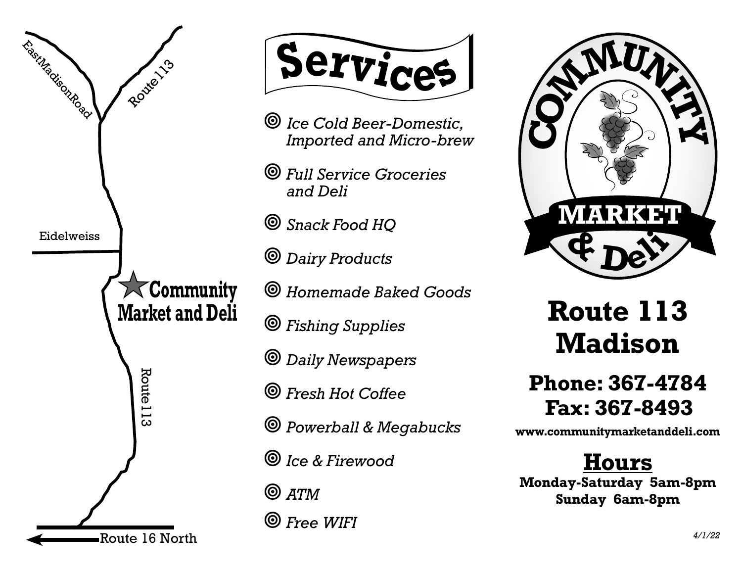East Madison Road

Route 113

Eidelweiss

★ **Community Market and Deli**

Route 113

Route 16 North

# Services

- *Ice Cold Beer-Domestic, Imported and Micro-brew*
- *Full Service Groceries and Deli*
- *Snack Food HQ*
- *Dairy Products*
- *Homemade Baked Goods*
- *Fishing Supplies*
- *Daily Newspapers*
- *Fresh Hot Coffee*
- *Powerball & Megabucks*
- *Ice & Firewood*
- *ATM*
- *Free WIFI*

**COMMUNITY MARKET & Deli**

# Route 113 Madison

## Phone: 367-4784
## Fax: 367-8493

**www.communitymarketanddeli.com**

## Hours

**Monday-Saturday 5am-8pm**
**Sunday 6am-8pm**

*4/1/22*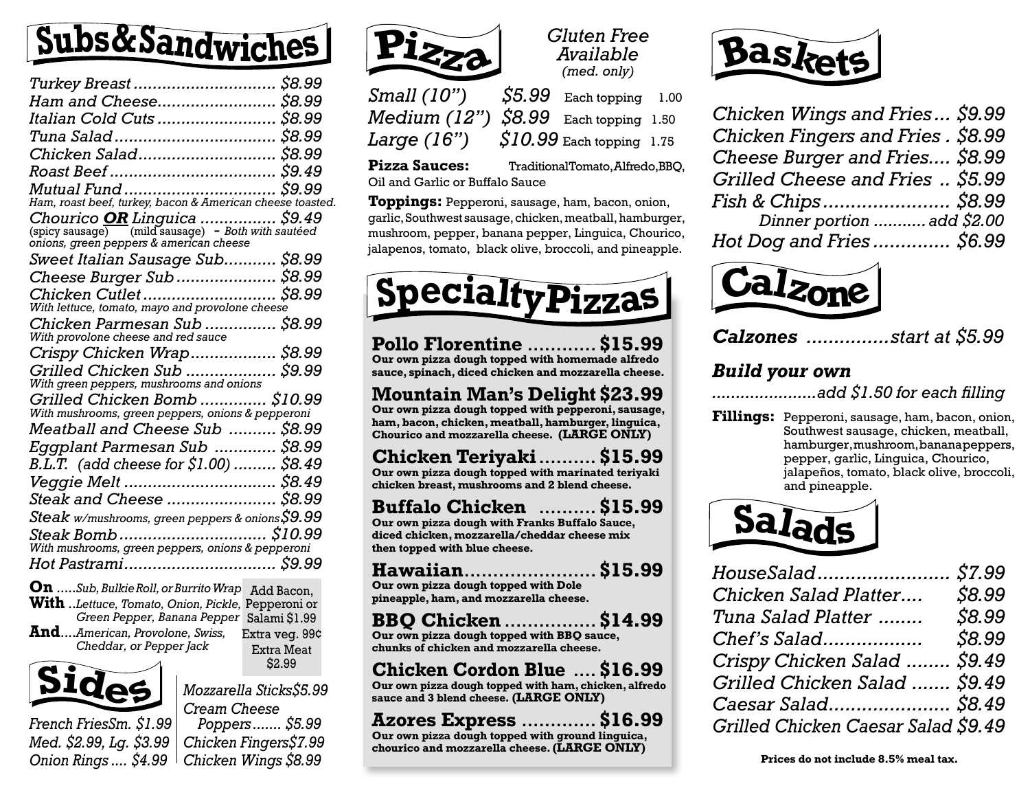# Subs & Sandwiches

*Turkey Breast* ............................. *$8.99*
*Ham and Cheese* ......................... *$8.99*
*Italian Cold Cuts* ......................... *$8.99*
*Tuna Salad* .................................. *$8.99*
*Chicken Salad* ............................ *$8.99*
*Roast Beef* ................................... *$9.49*
*Mutual Fund* ................................ *$9.99*
*Ham, roast beef, turkey, bacon & American cheese toasted.*
*Chourico* ***OR*** *Linguica* ................ *$9.49*
(spicy sausage) (mild sausage) – *Both with sautéed onions, green peppers & american cheese*
*Sweet Italian Sausage Sub* ........... *$8.99*
*Cheese Burger Sub* ..................... *$8.99*
*Chicken Cutlet* ............................ *$8.99*
*With lettuce, tomato, mayo and provolone cheese*
*Chicken Parmesan Sub* ............... *$8.99*
*With provolone cheese and red sauce*
*Crispy Chicken Wrap* .................. *$8.99*
*Grilled Chicken Sub* ................... *$9.99*
*With green peppers, mushrooms and onions*
*Grilled Chicken Bomb* ............. *$10.99*
*With mushrooms, green peppers, onions & pepperoni*
*Meatball and Cheese Sub* .......... *$8.99*
*Eggplant Parmesan Sub* ............. *$8.99*
*B.L.T. (add cheese for $1.00)* ......... *$8.49*
*Veggie Melt* ................................ *$8.49*
*Steak and Cheese* ....................... *$8.99*
*Steak w/mushrooms, green peppers & onions* *$9.99*
*Steak Bomb* ............................... *$10.99*
*With mushrooms, green peppers, onions & pepperoni*
*Hot Pastrami* ................................ *$9.99*

**On** .....*Sub, Bulkie Roll, or Burrito Wrap*
**With** ..*Lettuce, Tomato, Onion, Pickle, Green Pepper, Banana Pepper*
**And**....*American, Provolone, Swiss, Cheddar, or Pepper Jack*

Add Bacon, Pepperoni or Salami $1.99
Extra veg. 99¢
Extra Meat $2.99

# Sides

*French Fries Sm. $1.99*
*Med. $2.99, Lg. $3.99*
*Onion Rings* .... *$4.99*
*Mozzarella Sticks $5.99*
*Cream Cheese Poppers* ....... *$5.99*
*Chicken Fingers $7.99*
*Chicken Wings $8.99*

# Pizza

*Gluten Free Available (med. only)*

*Small (10")* *$5.99* Each topping 1.00
*Medium (12")* *$8.99* Each topping 1.50
*Large (16")* *$10.99* Each topping 1.75

**Pizza Sauces:** Traditional Tomato, Alfredo, BBQ, Oil and Garlic or Buffalo Sauce

**Toppings:** Pepperoni, sausage, ham, bacon, onion, garlic, Southwest sausage, chicken, meatball, hamburger, mushroom, pepper, banana pepper, Linguica, Chourico, jalapenos, tomato, black olive, broccoli, and pineapple.

# Specialty Pizzas

**Pollo Florentine ............ $15.99**
**Our own pizza dough topped with homemade alfredo sauce, spinach, diced chicken and mozzarella cheese.**

**Mountain Man's Delight $23.99**
**Our own pizza dough topped with pepperoni, sausage, ham, bacon, chicken, meatball, hamburger, linguica, Chourico and mozzarella cheese. (LARGE ONLY)**

**Chicken Teriyaki .......... $15.99**
**Our own pizza dough topped with marinated teriyaki chicken breast, mushrooms and 2 blend cheese.**

**Buffalo Chicken .......... $15.99**
**Our own pizza dough with Franks Buffalo Sauce, diced chicken, mozzarella/cheddar cheese mix then topped with blue cheese.**

**Hawaiian....................... $15.99**
**Our own pizza dough topped with Dole pineapple, ham, and mozzarella cheese.**

**BBQ Chicken ................ $14.99**
**Our own pizza dough topped with BBQ sauce, chunks of chicken and mozzarella cheese.**

**Chicken Cordon Blue .... $16.99**
**Our own pizza dough topped with ham, chicken, alfredo sauce and 3 blend cheese. (LARGE ONLY)**

**Azores Express ............ $16.99**
**Our own pizza dough topped with ground linguica, chourico and mozzarella cheese. (LARGE ONLY)**

# Baskets

*Chicken Wings and Fries* ... *$9.99*
*Chicken Fingers and Fries* . *$8.99*
*Cheese Burger and Fries* .... *$8.99*
*Grilled Cheese and Fries* .. *$5.99*
*Fish & Chips* ....................... *$8.99*
*Dinner portion* ........... *add $2.00*
*Hot Dog and Fries* .............. *$6.99*

# Calzone

***Calzones*** ...............*start at $5.99*

### *Build your own*

.....................*add $1.50 for each filling*

**Fillings:** Pepperoni, sausage, ham, bacon, onion, Southwest sausage, chicken, meatball, hamburger, mushroom, banana peppers, pepper, garlic, Linguica, Chourico, jalapeños, tomato, black olive, broccoli, and pineapple.

# Salads

*House Salad* ........................ *$7.99*
*Chicken Salad Platter*.... *$8.99*
*Tuna Salad Platter* ........ *$8.99*
*Chef's Salad*................. *$8.99*
*Crispy Chicken Salad* ........ *$9.49*
*Grilled Chicken Salad* ....... *$9.49*
*Caesar Salad*...................... *$8.49*
*Grilled Chicken Caesar Salad* *$9.49*

**Prices do not include 8.5% meal tax.**